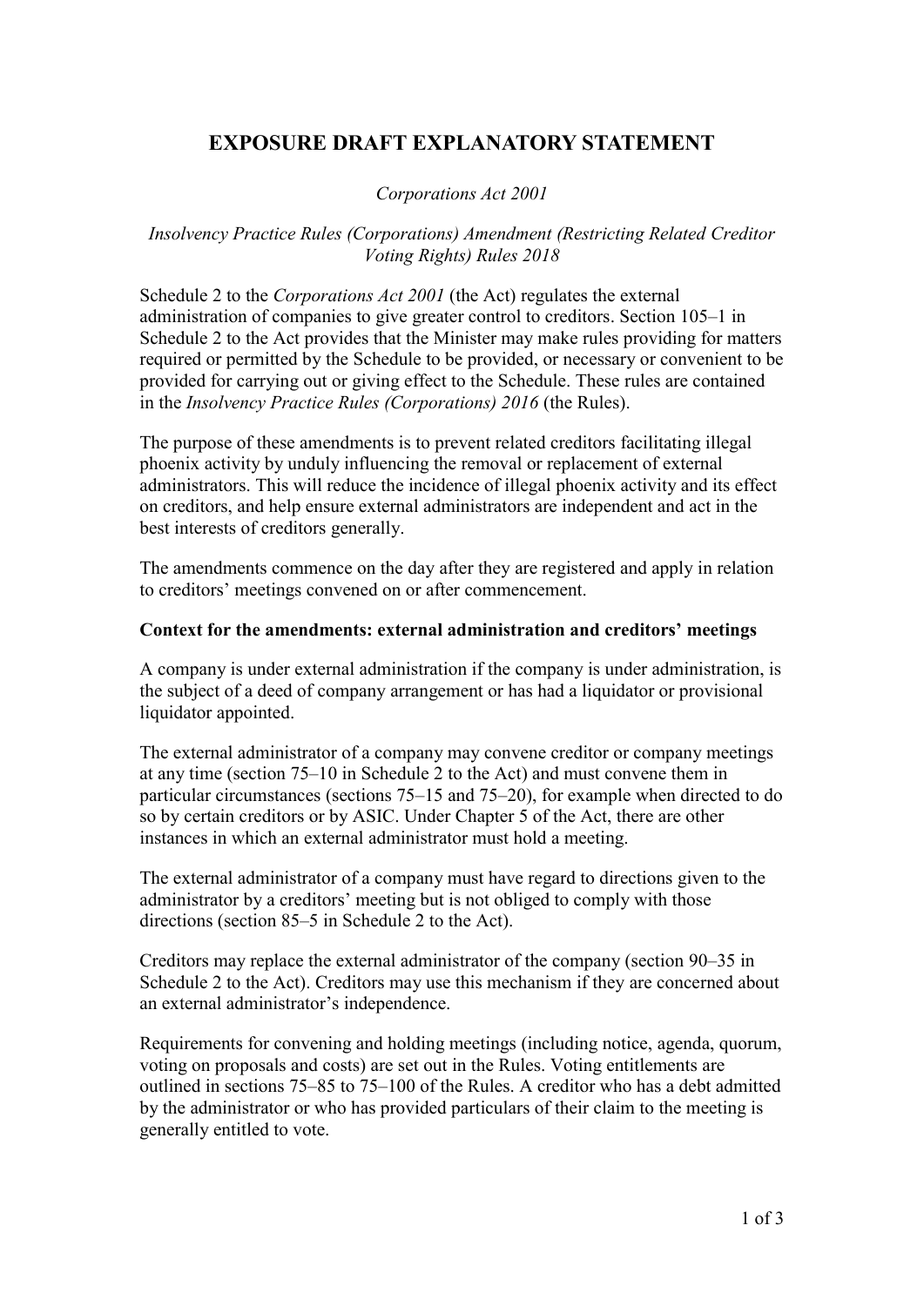# EXPOSURE DRAFT EXPLANATORY STATEMENT

*Corporations Act 2001*

*Insolvency Practice Rules (Corporations) Amendment (Restricting Related Creditor Voting Rights) Rules 2018*

Schedule 2 to the *Corporations Act 2001* (the Act) regulates the external administration of companies to give greater control to creditors. Section 105–1 in Schedule 2 to the Act provides that the Minister may make rules providing for matters required or permitted by the Schedule to be provided, or necessary or convenient to be provided for carrying out or giving effect to the Schedule. These rules are contained in the *Insolvency Practice Rules (Corporations) 2016* (the Rules).

The purpose of these amendments is to prevent related creditors facilitating illegal phoenix activity by unduly influencing the removal or replacement of external administrators. This will reduce the incidence of illegal phoenix activity and its effect on creditors, and help ensure external administrators are independent and act in the best interests of creditors generally.

The amendments commence on the day after they are registered and apply in relation to creditors' meetings convened on or after commencement.

**Context for the amendments: external administration and creditors' meetings**

A company is under external administration if the company is under administration, is the subject of a deed of company arrangement or has had a liquidator or provisional liquidator appointed.

The external administrator of a company may convene creditor or company meetings at any time (section 75–10 in Schedule 2 to the Act) and must convene them in particular circumstances (sections 75–15 and 75–20), for example when directed to do so by certain creditors or by ASIC. Under Chapter 5 of the Act, there are other instances in which an external administrator must hold a meeting.

The external administrator of a company must have regard to directions given to the administrator by a creditors' meeting but is not obliged to comply with those directions (section 85–5 in Schedule 2 to the Act).

Creditors may replace the external administrator of the company (section 90–35 in Schedule 2 to the Act). Creditors may use this mechanism if they are concerned about an external administrator's independence.

Requirements for convening and holding meetings (including notice, agenda, quorum, voting on proposals and costs) are set out in the Rules. Voting entitlements are outlined in sections 75–85 to 75–100 of the Rules. A creditor who has a debt admitted by the administrator or who has provided particulars of their claim to the meeting is generally entitled to vote.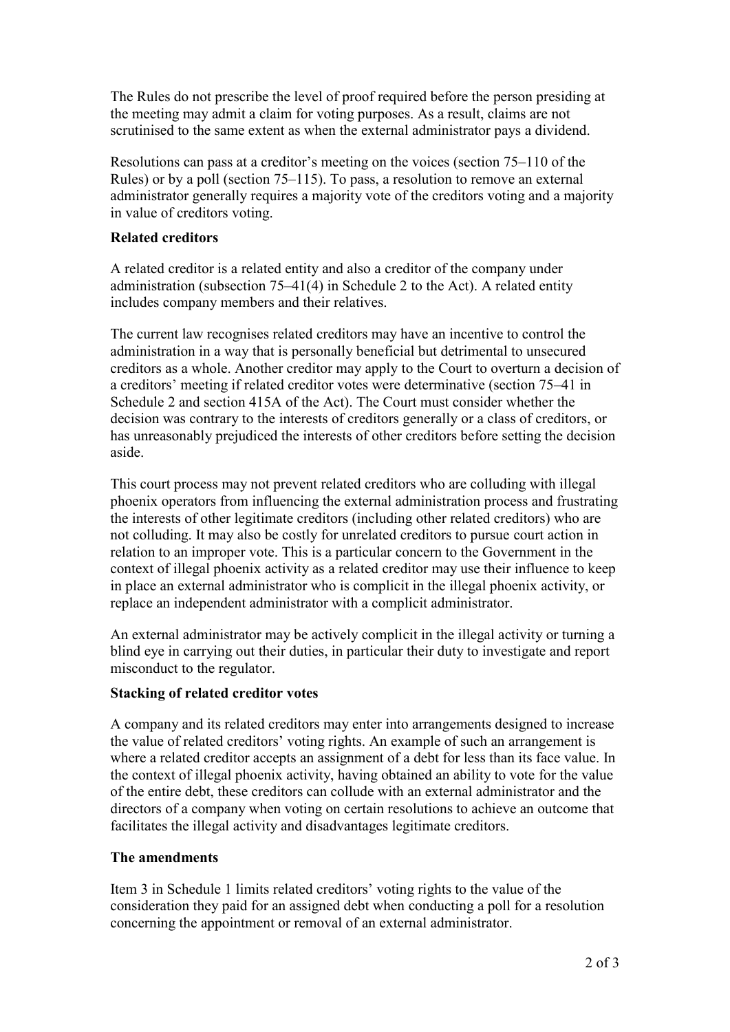The Rules do not prescribe the level of proof required before the person presiding at the meeting may admit a claim for voting purposes. As a result, claims are not scrutinised to the same extent as when the external administrator pays a dividend.

Resolutions can pass at a creditor's meeting on the voices (section 75–110 of the Rules) or by a poll (section 75–115). To pass, a resolution to remove an external administrator generally requires a majority vote of the creditors voting and a majority in value of creditors voting.

**Related creditors**

A related creditor is a related entity and also a creditor of the company under administration (subsection 75–41(4) in Schedule 2 to the Act). A related entity includes company members and their relatives.

The current law recognises related creditors may have an incentive to control the administration in a way that is personally beneficial but detrimental to unsecured creditors as a whole. Another creditor may apply to the Court to overturn a decision of a creditors' meeting if related creditor votes were determinative (section 75–41 in Schedule 2 and section 415A of the Act). The Court must consider whether the decision was contrary to the interests of creditors generally or a class of creditors, or has unreasonably prejudiced the interests of other creditors before setting the decision aside.

This court process may not prevent related creditors who are colluding with illegal phoenix operators from influencing the external administration process and frustrating the interests of other legitimate creditors (including other related creditors) who are not colluding. It may also be costly for unrelated creditors to pursue court action in relation to an improper vote. This is a particular concern to the Government in the context of illegal phoenix activity as a related creditor may use their influence to keep in place an external administrator who is complicit in the illegal phoenix activity, or replace an independent administrator with a complicit administrator.

An external administrator may be actively complicit in the illegal activity or turning a blind eye in carrying out their duties, in particular their duty to investigate and report misconduct to the regulator.

**Stacking of related creditor votes**

A company and its related creditors may enter into arrangements designed to increase the value of related creditors' voting rights. An example of such an arrangement is where a related creditor accepts an assignment of a debt for less than its face value. In the context of illegal phoenix activity, having obtained an ability to vote for the value of the entire debt, these creditors can collude with an external administrator and the directors of a company when voting on certain resolutions to achieve an outcome that facilitates the illegal activity and disadvantages legitimate creditors.

**The amendments**

Item 3 in Schedule 1 limits related creditors' voting rights to the value of the consideration they paid for an assigned debt when conducting a poll for a resolution concerning the appointment or removal of an external administrator.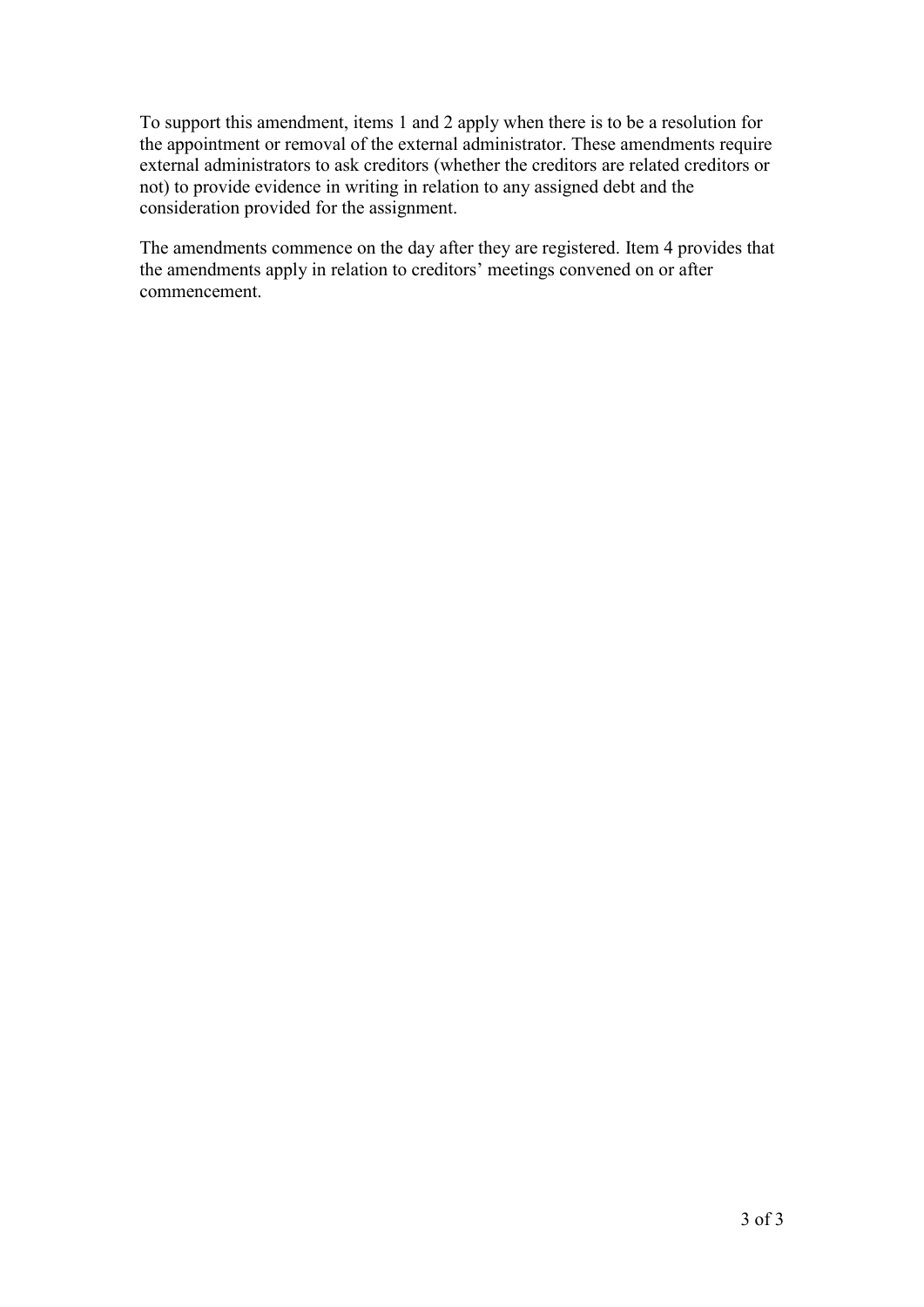To support this amendment, items 1 and 2 apply when there is to be a resolution for the appointment or removal of the external administrator. These amendments require external administrators to ask creditors (whether the creditors are related creditors or not) to provide evidence in writing in relation to any assigned debt and the consideration provided for the assignment.

The amendments commence on the day after they are registered. Item 4 provides that the amendments apply in relation to creditors' meetings convened on or after commencement.